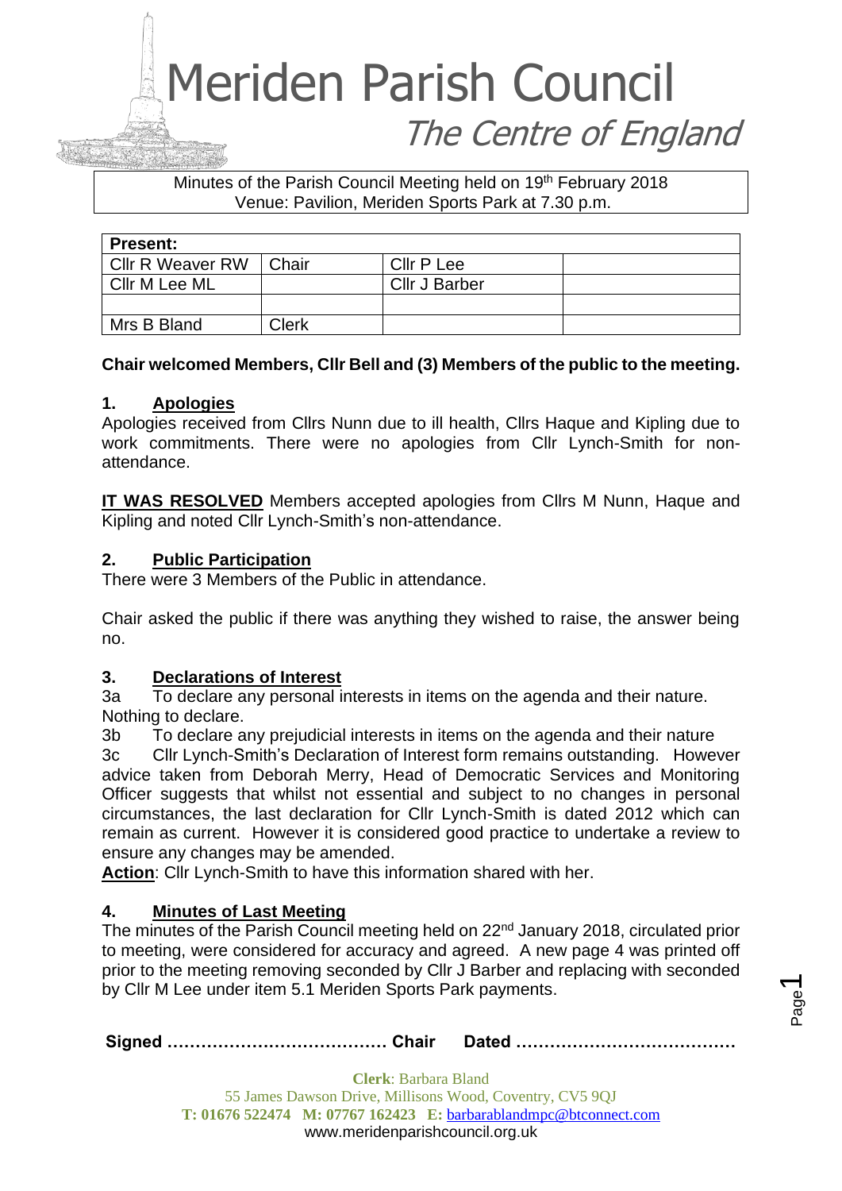# Meriden Parish Council

## The Centre of England

Minutes of the Parish Council Meeting held on 19th February 2018
Venue: Pavilion, Meriden Sports Park at 7.30 p.m.

| Present: | | | |
|---|---|---|---|
| Cllr R Weaver RW | Chair | Cllr P Lee | |
| Cllr M Lee ML | | Cllr J Barber | |
| | | | |
| Mrs B Bland | Clerk | | |

**Chair welcomed Members, Cllr Bell and (3) Members of the public to the meeting.**

### 1. Apologies

Apologies received from Cllrs Nunn due to ill health, Cllrs Haque and Kipling due to work commitments. There were no apologies from Cllr Lynch-Smith for non-attendance.

**IT WAS RESOLVED** Members accepted apologies from Cllrs M Nunn, Haque and Kipling and noted Cllr Lynch-Smith's non-attendance.

### 2. Public Participation

There were 3 Members of the Public in attendance.

Chair asked the public if there was anything they wished to raise, the answer being no.

### 3. Declarations of Interest

3a To declare any personal interests in items on the agenda and their nature.
Nothing to declare.

3b To declare any prejudicial interests in items on the agenda and their nature

3c Cllr Lynch-Smith's Declaration of Interest form remains outstanding. However advice taken from Deborah Merry, Head of Democratic Services and Monitoring Officer suggests that whilst not essential and subject to no changes in personal circumstances, the last declaration for Cllr Lynch-Smith is dated 2012 which can remain as current. However it is considered good practice to undertake a review to ensure any changes may be amended.

**Action**: Cllr Lynch-Smith to have this information shared with her.

### 4. Minutes of Last Meeting

The minutes of the Parish Council meeting held on 22nd January 2018, circulated prior to meeting, were considered for accuracy and agreed. A new page 4 was printed off prior to the meeting removing seconded by Cllr J Barber and replacing with seconded by Cllr M Lee under item 5.1 Meriden Sports Park payments.

**Signed ………………………………… Chair Dated …………………………………**

**Clerk**: Barbara Bland
55 James Dawson Drive, Millisons Wood, Coventry, CV5 9QJ
**T: 01676 522474 M: 07767 162423 E:** barbarablandmpc@btconnect.com
www.meridenparishcouncil.org.uk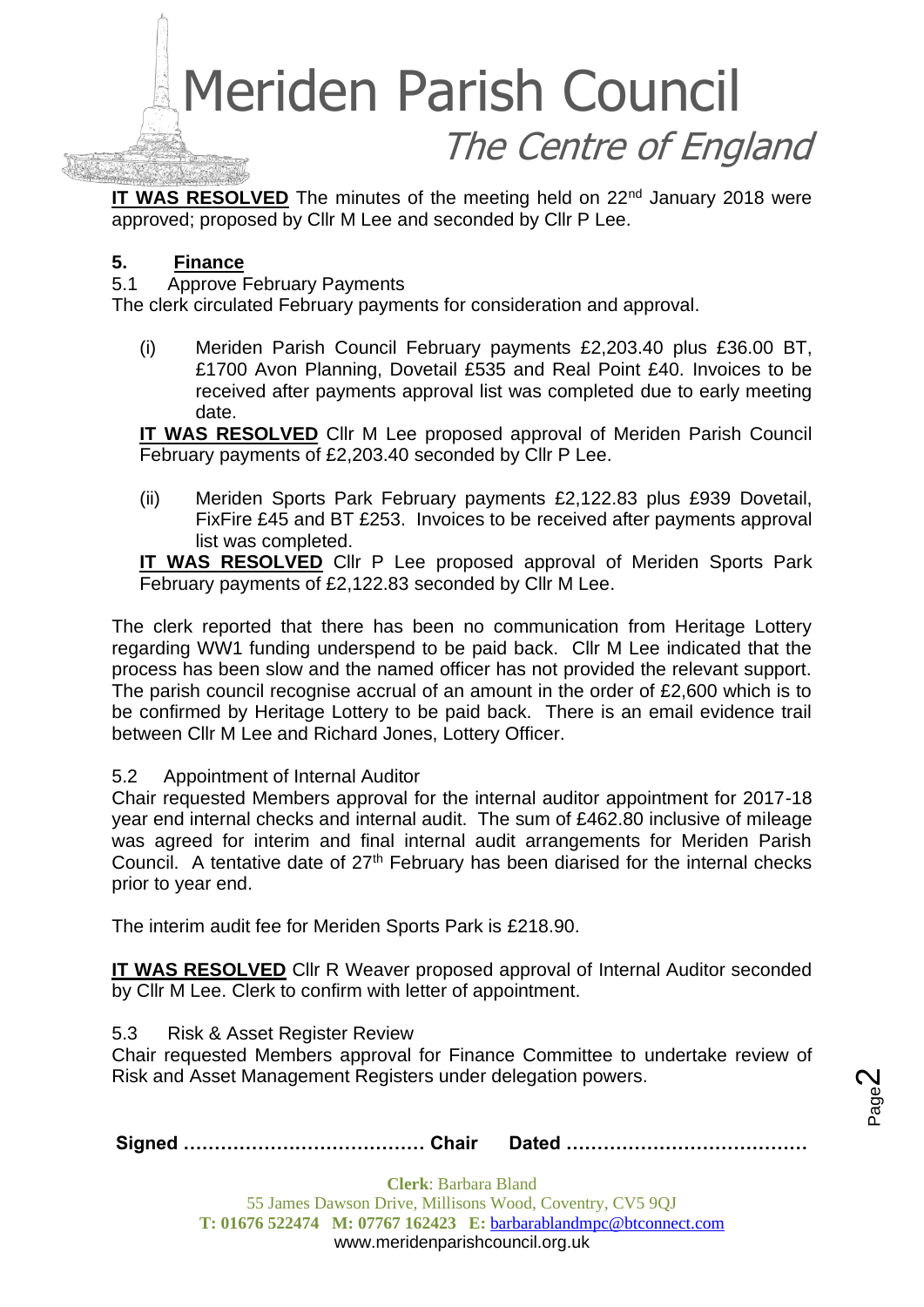**IT WAS RESOLVED** The minutes of the meeting held on 22nd January 2018 were approved; proposed by Cllr M Lee and seconded by Cllr P Lee.

## 5. Finance

5.1 Approve February Payments

The clerk circulated February payments for consideration and approval.

(i) Meriden Parish Council February payments £2,203.40 plus £36.00 BT, £1700 Avon Planning, Dovetail £535 and Real Point £40. Invoices to be received after payments approval list was completed due to early meeting date.

**IT WAS RESOLVED** Cllr M Lee proposed approval of Meriden Parish Council February payments of £2,203.40 seconded by Cllr P Lee.

(ii) Meriden Sports Park February payments £2,122.83 plus £939 Dovetail, FixFire £45 and BT £253. Invoices to be received after payments approval list was completed.

**IT WAS RESOLVED** Cllr P Lee proposed approval of Meriden Sports Park February payments of £2,122.83 seconded by Cllr M Lee.

The clerk reported that there has been no communication from Heritage Lottery regarding WW1 funding underspend to be paid back. Cllr M Lee indicated that the process has been slow and the named officer has not provided the relevant support. The parish council recognise accrual of an amount in the order of £2,600 which is to be confirmed by Heritage Lottery to be paid back. There is an email evidence trail between Cllr M Lee and Richard Jones, Lottery Officer.

5.2 Appointment of Internal Auditor

Chair requested Members approval for the internal auditor appointment for 2017-18 year end internal checks and internal audit. The sum of £462.80 inclusive of mileage was agreed for interim and final internal audit arrangements for Meriden Parish Council. A tentative date of 27th February has been diarised for the internal checks prior to year end.

The interim audit fee for Meriden Sports Park is £218.90.

**IT WAS RESOLVED** Cllr R Weaver proposed approval of Internal Auditor seconded by Cllr M Lee. Clerk to confirm with letter of appointment.

5.3 Risk & Asset Register Review

Chair requested Members approval for Finance Committee to undertake review of Risk and Asset Management Registers under delegation powers.

**Signed ………………………………… Chair Dated …………………………………**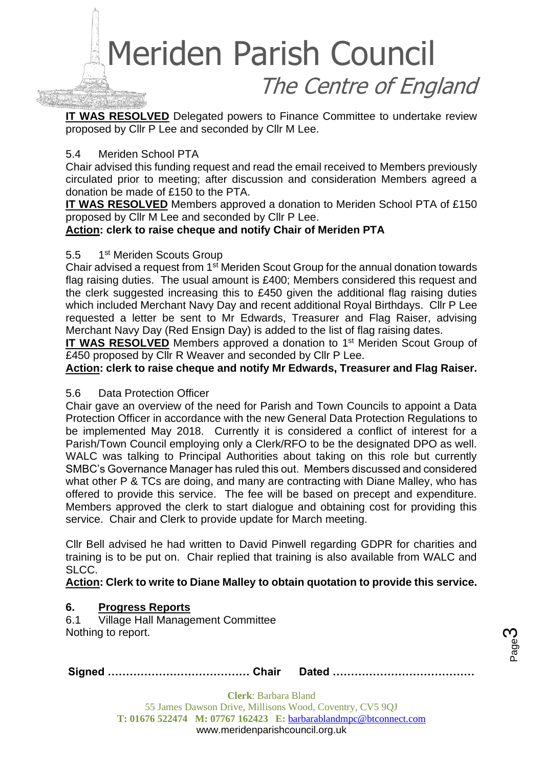**IT WAS RESOLVED** Delegated powers to Finance Committee to undertake review proposed by Cllr P Lee and seconded by Cllr M Lee.

5.4 Meriden School PTA

Chair advised this funding request and read the email received to Members previously circulated prior to meeting; after discussion and consideration Members agreed a donation be made of £150 to the PTA.

**IT WAS RESOLVED** Members approved a donation to Meriden School PTA of £150 proposed by Cllr M Lee and seconded by Cllr P Lee.

**Action: clerk to raise cheque and notify Chair of Meriden PTA**

5.5 1st Meriden Scouts Group

Chair advised a request from 1st Meriden Scout Group for the annual donation towards flag raising duties. The usual amount is £400; Members considered this request and the clerk suggested increasing this to £450 given the additional flag raising duties which included Merchant Navy Day and recent additional Royal Birthdays. Cllr P Lee requested a letter be sent to Mr Edwards, Treasurer and Flag Raiser, advising Merchant Navy Day (Red Ensign Day) is added to the list of flag raising dates.

**IT WAS RESOLVED** Members approved a donation to 1st Meriden Scout Group of £450 proposed by Cllr R Weaver and seconded by Cllr P Lee.

**Action: clerk to raise cheque and notify Mr Edwards, Treasurer and Flag Raiser.**

5.6 Data Protection Officer

Chair gave an overview of the need for Parish and Town Councils to appoint a Data Protection Officer in accordance with the new General Data Protection Regulations to be implemented May 2018. Currently it is considered a conflict of interest for a Parish/Town Council employing only a Clerk/RFO to be the designated DPO as well. WALC was talking to Principal Authorities about taking on this role but currently SMBC's Governance Manager has ruled this out. Members discussed and considered what other P & TCs are doing, and many are contracting with Diane Malley, who has offered to provide this service. The fee will be based on precept and expenditure. Members approved the clerk to start dialogue and obtaining cost for providing this service. Chair and Clerk to provide update for March meeting.

Cllr Bell advised he had written to David Pinwell regarding GDPR for charities and training is to be put on. Chair replied that training is also available from WALC and SLCC.

**Action: Clerk to write to Diane Malley to obtain quotation to provide this service.**

## 6. Progress Reports

6.1 Village Hall Management Committee

Nothing to report.

**Signed ………………………………… Chair Dated …………………………………**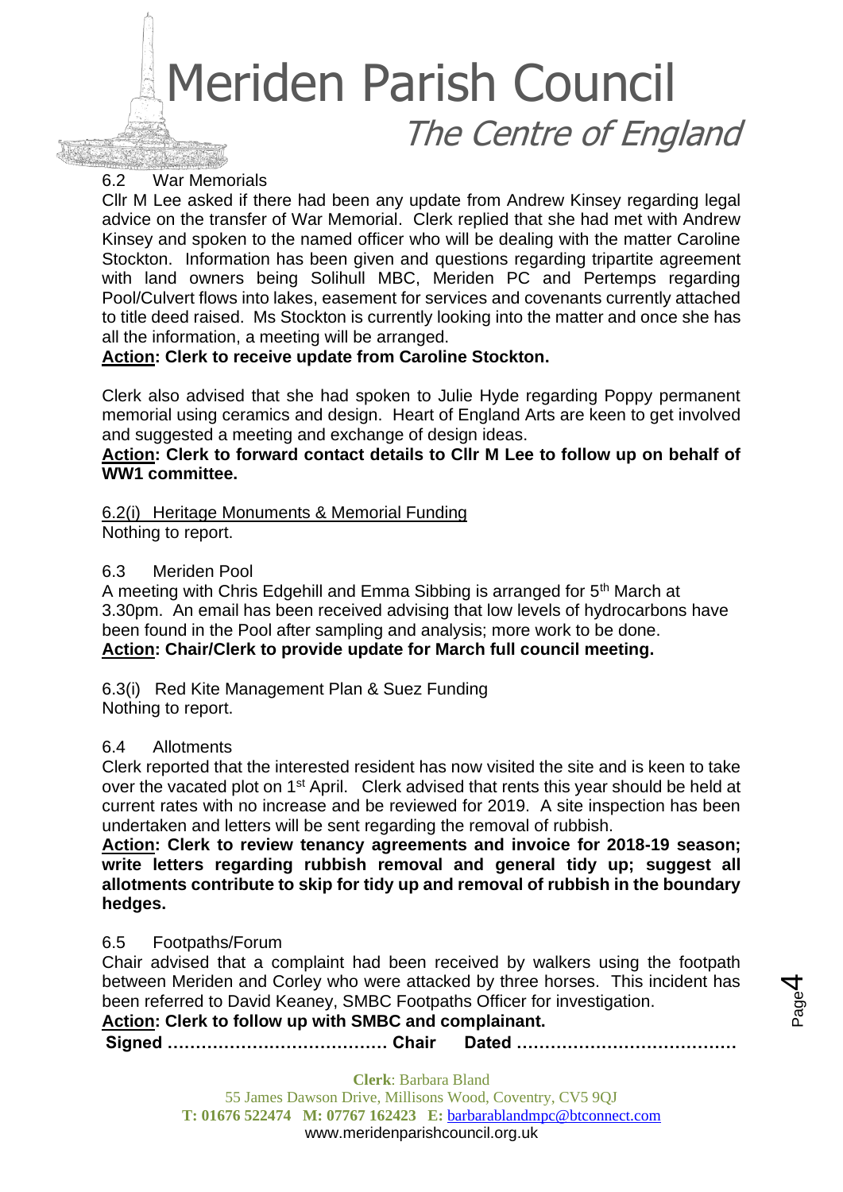6.2 War Memorials

Cllr M Lee asked if there had been any update from Andrew Kinsey regarding legal advice on the transfer of War Memorial. Clerk replied that she had met with Andrew Kinsey and spoken to the named officer who will be dealing with the matter Caroline Stockton. Information has been given and questions regarding tripartite agreement with land owners being Solihull MBC, Meriden PC and Pertemps regarding Pool/Culvert flows into lakes, easement for services and covenants currently attached to title deed raised. Ms Stockton is currently looking into the matter and once she has all the information, a meeting will be arranged.

**Action: Clerk to receive update from Caroline Stockton.**

Clerk also advised that she had spoken to Julie Hyde regarding Poppy permanent memorial using ceramics and design. Heart of England Arts are keen to get involved and suggested a meeting and exchange of design ideas.

**Action: Clerk to forward contact details to Cllr M Lee to follow up on behalf of WW1 committee.**

6.2(i) Heritage Monuments & Memorial Funding

Nothing to report.

6.3 Meriden Pool

A meeting with Chris Edgehill and Emma Sibbing is arranged for 5th March at 3.30pm. An email has been received advising that low levels of hydrocarbons have been found in the Pool after sampling and analysis; more work to be done.

**Action: Chair/Clerk to provide update for March full council meeting.**

6.3(i) Red Kite Management Plan & Suez Funding

Nothing to report.

6.4 Allotments

Clerk reported that the interested resident has now visited the site and is keen to take over the vacated plot on 1st April. Clerk advised that rents this year should be held at current rates with no increase and be reviewed for 2019. A site inspection has been undertaken and letters will be sent regarding the removal of rubbish.

**Action: Clerk to review tenancy agreements and invoice for 2018-19 season; write letters regarding rubbish removal and general tidy up; suggest all allotments contribute to skip for tidy up and removal of rubbish in the boundary hedges.**

6.5 Footpaths/Forum

Chair advised that a complaint had been received by walkers using the footpath between Meriden and Corley who were attacked by three horses. This incident has been referred to David Keaney, SMBC Footpaths Officer for investigation.

**Action: Clerk to follow up with SMBC and complainant.**

**Signed ………………………………… Chair Dated …………………………………**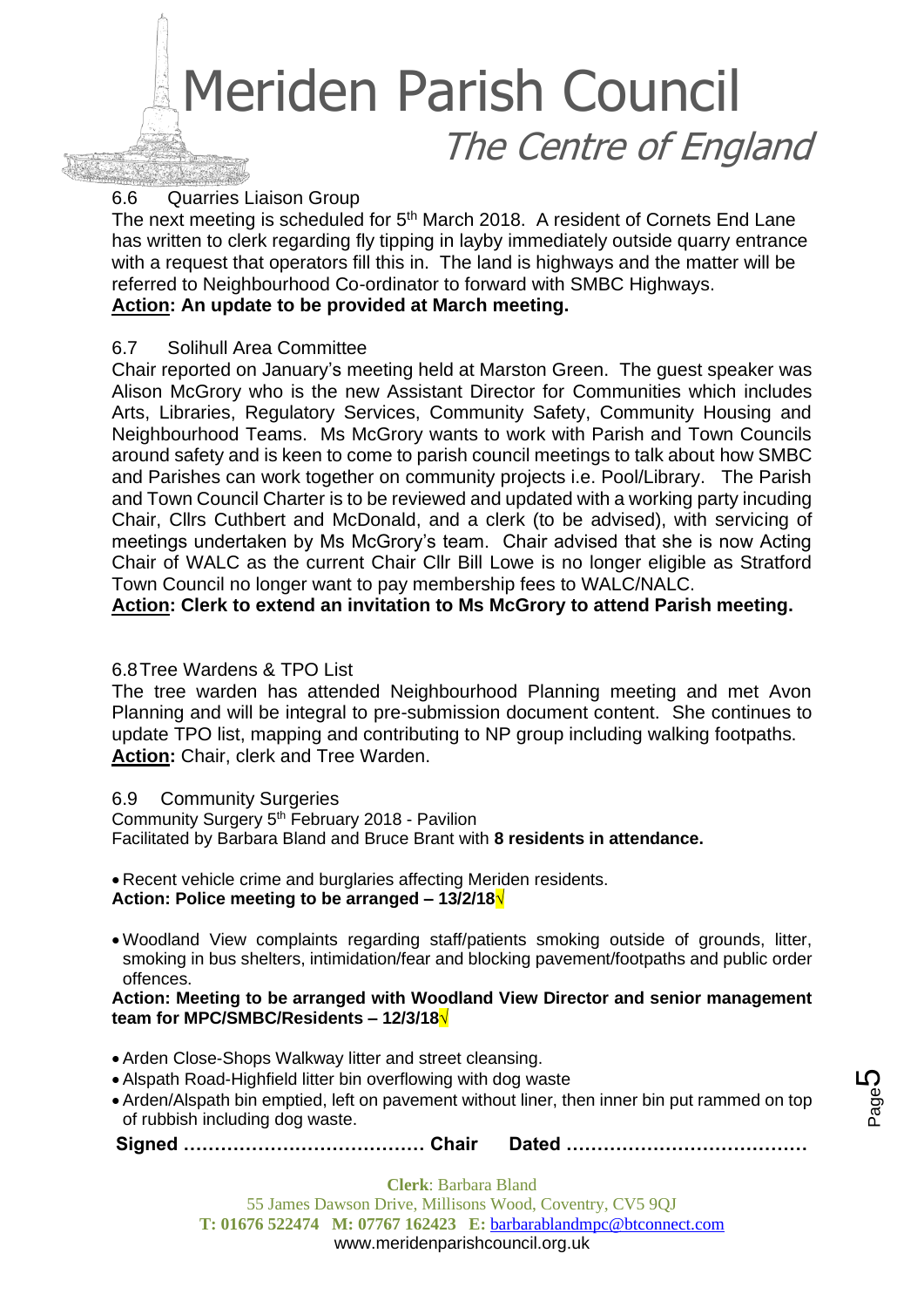### 6.6 Quarries Liaison Group

The next meeting is scheduled for 5th March 2018. A resident of Cornets End Lane has written to clerk regarding fly tipping in layby immediately outside quarry entrance with a request that operators fill this in. The land is highways and the matter will be referred to Neighbourhood Co-ordinator to forward with SMBC Highways.

**Action: An update to be provided at March meeting.**

### 6.7 Solihull Area Committee

Chair reported on January's meeting held at Marston Green. The guest speaker was Alison McGrory who is the new Assistant Director for Communities which includes Arts, Libraries, Regulatory Services, Community Safety, Community Housing and Neighbourhood Teams. Ms McGrory wants to work with Parish and Town Councils around safety and is keen to come to parish council meetings to talk about how SMBC and Parishes can work together on community projects i.e. Pool/Library. The Parish and Town Council Charter is to be reviewed and updated with a working party incuding Chair, Cllrs Cuthbert and McDonald, and a clerk (to be advised), with servicing of meetings undertaken by Ms McGrory's team. Chair advised that she is now Acting Chair of WALC as the current Chair Cllr Bill Lowe is no longer eligible as Stratford Town Council no longer want to pay membership fees to WALC/NALC.

**Action: Clerk to extend an invitation to Ms McGrory to attend Parish meeting.**

### 6.8 Tree Wardens & TPO List

The tree warden has attended Neighbourhood Planning meeting and met Avon Planning and will be integral to pre-submission document content. She continues to update TPO list, mapping and contributing to NP group including walking footpaths.

**Action:** Chair, clerk and Tree Warden.

### 6.9 Community Surgeries

Community Surgery 5th February 2018 - Pavilion

Facilitated by Barbara Bland and Bruce Brant with **8 residents in attendance.**

- Recent vehicle crime and burglaries affecting Meriden residents.

**Action: Police meeting to be arranged – 13/2/18√**

- Woodland View complaints regarding staff/patients smoking outside of grounds, litter, smoking in bus shelters, intimidation/fear and blocking pavement/footpaths and public order offences.

**Action: Meeting to be arranged with Woodland View Director and senior management team for MPC/SMBC/Residents – 12/3/18√**

- Arden Close-Shops Walkway litter and street cleansing.
- Alspath Road-Highfield litter bin overflowing with dog waste
- Arden/Alspath bin emptied, left on pavement without liner, then inner bin put rammed on top of rubbish including dog waste.

**Signed ………………………………… Chair Dated …………………………………**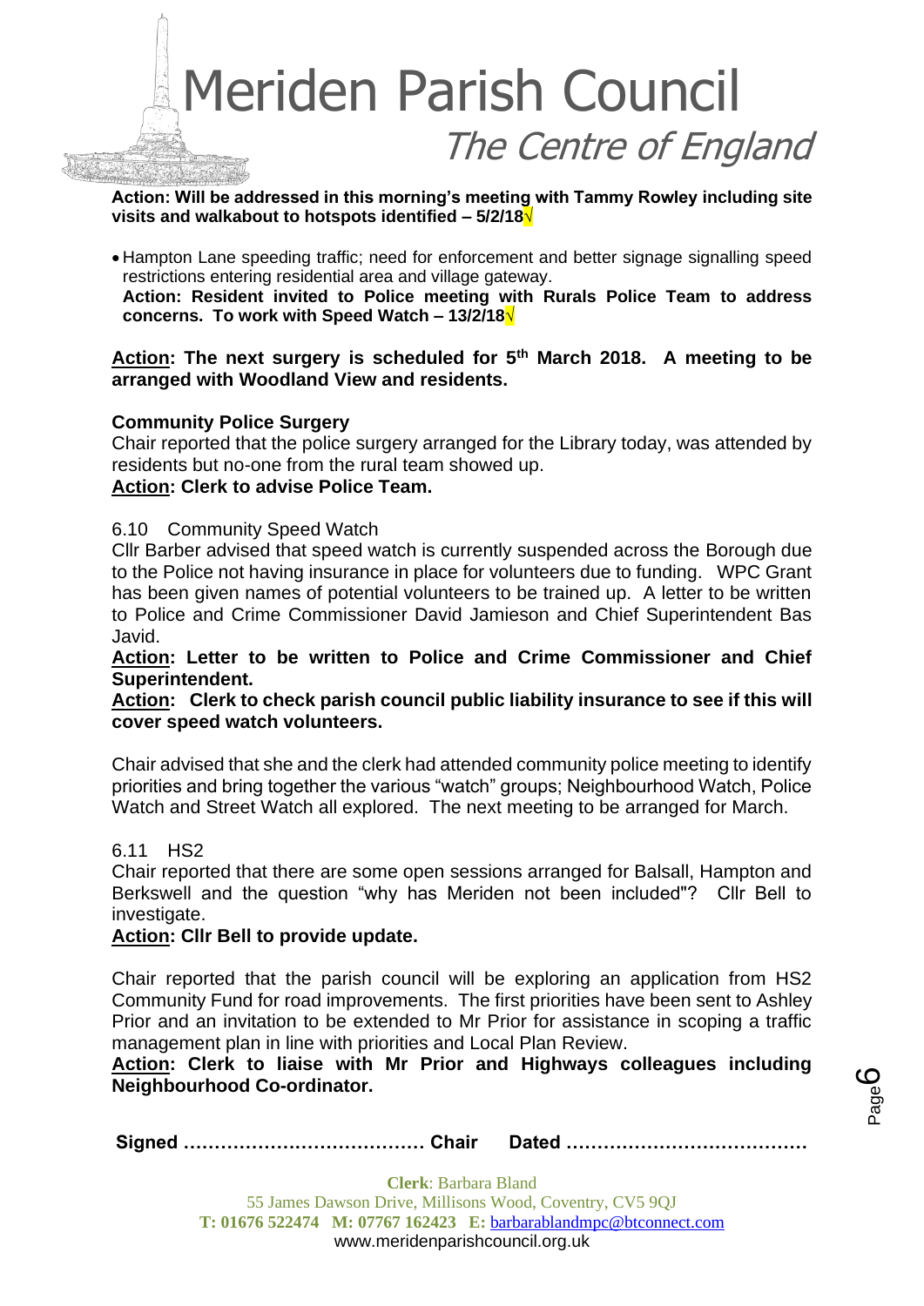**Action: Will be addressed in this morning's meeting with Tammy Rowley including site visits and walkabout to hotspots identified – 5/2/18√**

- Hampton Lane speeding traffic; need for enforcement and better signage signalling speed restrictions entering residential area and village gateway.
  **Action: Resident invited to Police meeting with Rurals Police Team to address concerns. To work with Speed Watch – 13/2/18√**

**Action: The next surgery is scheduled for 5th March 2018. A meeting to be arranged with Woodland View and residents.**

**Community Police Surgery**

Chair reported that the police surgery arranged for the Library today, was attended by residents but no-one from the rural team showed up.

**Action: Clerk to advise Police Team.**

6.10 Community Speed Watch

Cllr Barber advised that speed watch is currently suspended across the Borough due to the Police not having insurance in place for volunteers due to funding. WPC Grant has been given names of potential volunteers to be trained up. A letter to be written to Police and Crime Commissioner David Jamieson and Chief Superintendent Bas Javid.

**Action: Letter to be written to Police and Crime Commissioner and Chief Superintendent.**

**Action: Clerk to check parish council public liability insurance to see if this will cover speed watch volunteers.**

Chair advised that she and the clerk had attended community police meeting to identify priorities and bring together the various "watch" groups; Neighbourhood Watch, Police Watch and Street Watch all explored. The next meeting to be arranged for March.

6.11 HS2

Chair reported that there are some open sessions arranged for Balsall, Hampton and Berkswell and the question "why has Meriden not been included"? Cllr Bell to investigate.

**Action: Cllr Bell to provide update.**

Chair reported that the parish council will be exploring an application from HS2 Community Fund for road improvements. The first priorities have been sent to Ashley Prior and an invitation to be extended to Mr Prior for assistance in scoping a traffic management plan in line with priorities and Local Plan Review.

**Action: Clerk to liaise with Mr Prior and Highways colleagues including Neighbourhood Co-ordinator.**

**Signed ………………………………… Chair Dated …………………………………**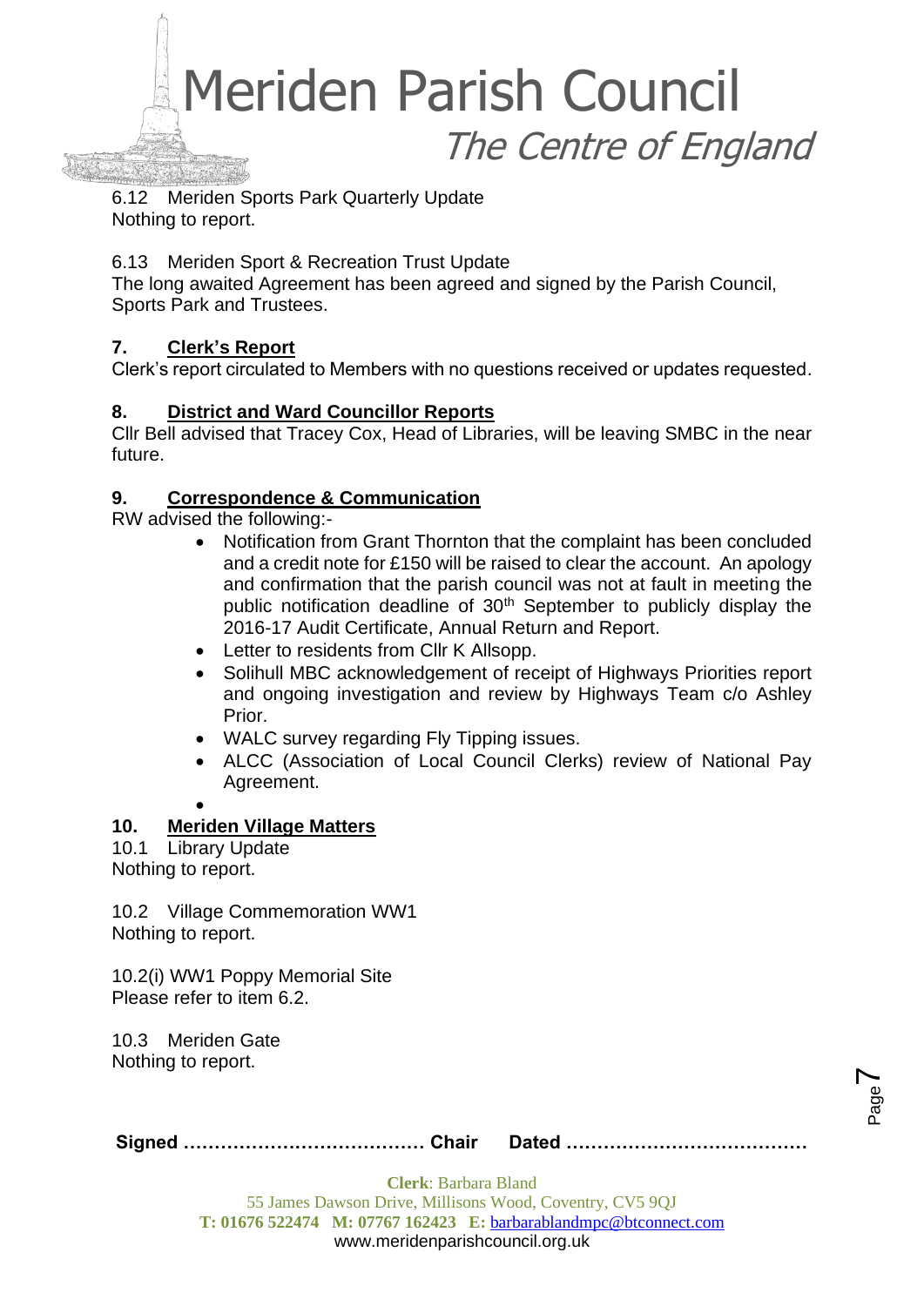6.12 Meriden Sports Park Quarterly Update
Nothing to report.

6.13 Meriden Sport & Recreation Trust Update
The long awaited Agreement has been agreed and signed by the Parish Council, Sports Park and Trustees.

## 7. Clerk's Report

Clerk's report circulated to Members with no questions received or updates requested.

## 8. District and Ward Councillor Reports

Cllr Bell advised that Tracey Cox, Head of Libraries, will be leaving SMBC in the near future.

## 9. Correspondence & Communication

RW advised the following:-

- Notification from Grant Thornton that the complaint has been concluded and a credit note for £150 will be raised to clear the account. An apology and confirmation that the parish council was not at fault in meeting the public notification deadline of 30th September to publicly display the 2016-17 Audit Certificate, Annual Return and Report.
- Letter to residents from Cllr K Allsopp.
- Solihull MBC acknowledgement of receipt of Highways Priorities report and ongoing investigation and review by Highways Team c/o Ashley Prior.
- WALC survey regarding Fly Tipping issues.
- ALCC (Association of Local Council Clerks) review of National Pay Agreement.

## 10. Meriden Village Matters

10.1 Library Update
Nothing to report.

10.2 Village Commemoration WW1
Nothing to report.

10.2(i) WW1 Poppy Memorial Site
Please refer to item 6.2.

10.3 Meriden Gate
Nothing to report.

**Signed ………………………………… Chair Dated …………………………………**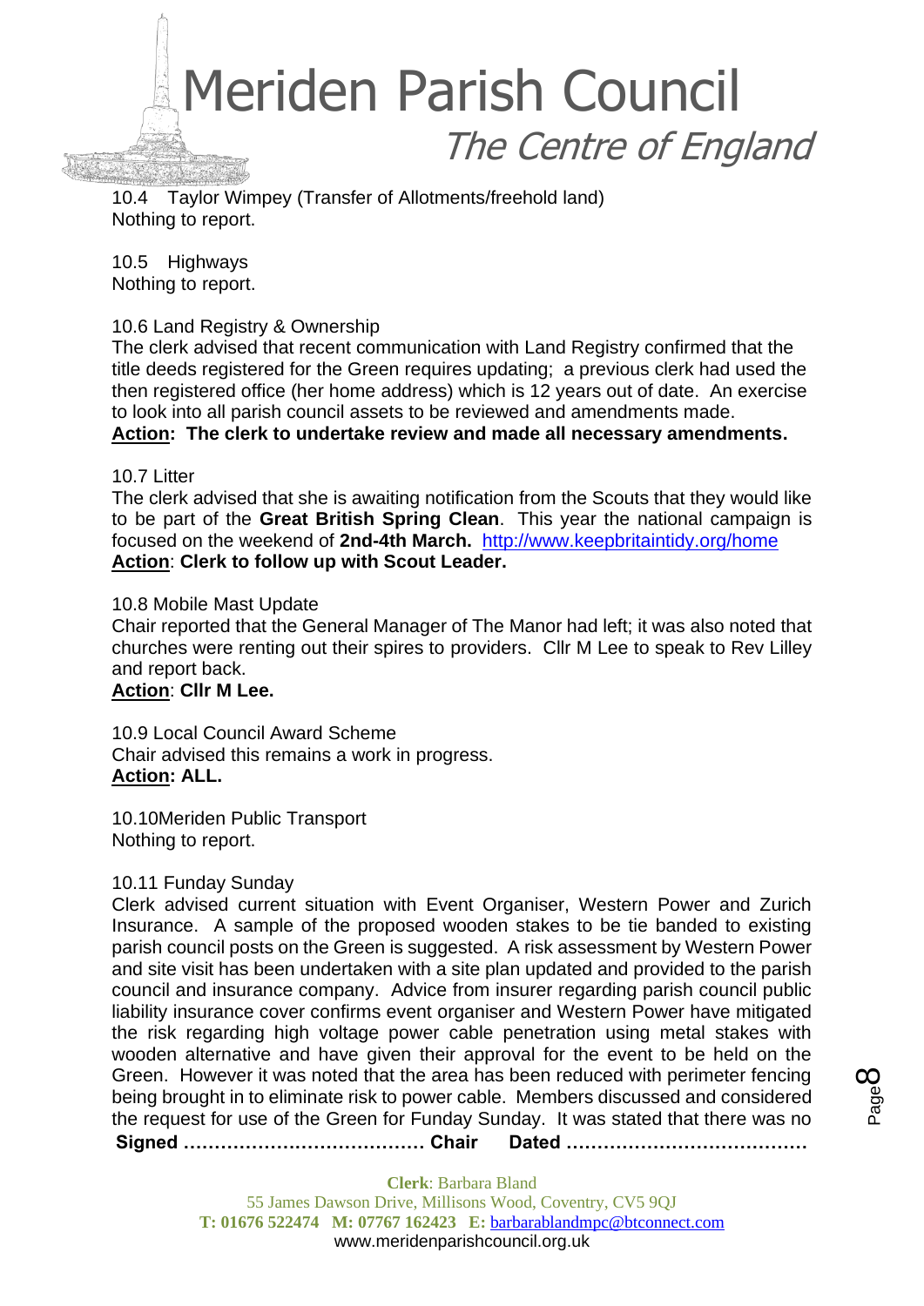10.4 Taylor Wimpey (Transfer of Allotments/freehold land)
Nothing to report.

10.5 Highways
Nothing to report.

10.6 Land Registry & Ownership
The clerk advised that recent communication with Land Registry confirmed that the title deeds registered for the Green requires updating; a previous clerk had used the then registered office (her home address) which is 12 years out of date. An exercise to look into all parish council assets to be reviewed and amendments made.
**Action: The clerk to undertake review and made all necessary amendments.**

10.7 Litter
The clerk advised that she is awaiting notification from the Scouts that they would like to be part of the **Great British Spring Clean**. This year the national campaign is focused on the weekend of **2nd-4th March.** http://www.keepbritaintidy.org/home
**Action**: **Clerk to follow up with Scout Leader.**

10.8 Mobile Mast Update
Chair reported that the General Manager of The Manor had left; it was also noted that churches were renting out their spires to providers. Cllr M Lee to speak to Rev Lilley and report back.
**Action**: **Cllr M Lee.**

10.9 Local Council Award Scheme
Chair advised this remains a work in progress.
**Action: ALL.**

10.10Meriden Public Transport
Nothing to report.

10.11 Funday Sunday
Clerk advised current situation with Event Organiser, Western Power and Zurich Insurance. A sample of the proposed wooden stakes to be tie banded to existing parish council posts on the Green is suggested. A risk assessment by Western Power and site visit has been undertaken with a site plan updated and provided to the parish council and insurance company. Advice from insurer regarding parish council public liability insurance cover confirms event organiser and Western Power have mitigated the risk regarding high voltage power cable penetration using metal stakes with wooden alternative and have given their approval for the event to be held on the Green. However it was noted that the area has been reduced with perimeter fencing being brought in to eliminate risk to power cable. Members discussed and considered the request for use of the Green for Funday Sunday. It was stated that there was no

**Signed ………………………………… Chair Dated …………………………………**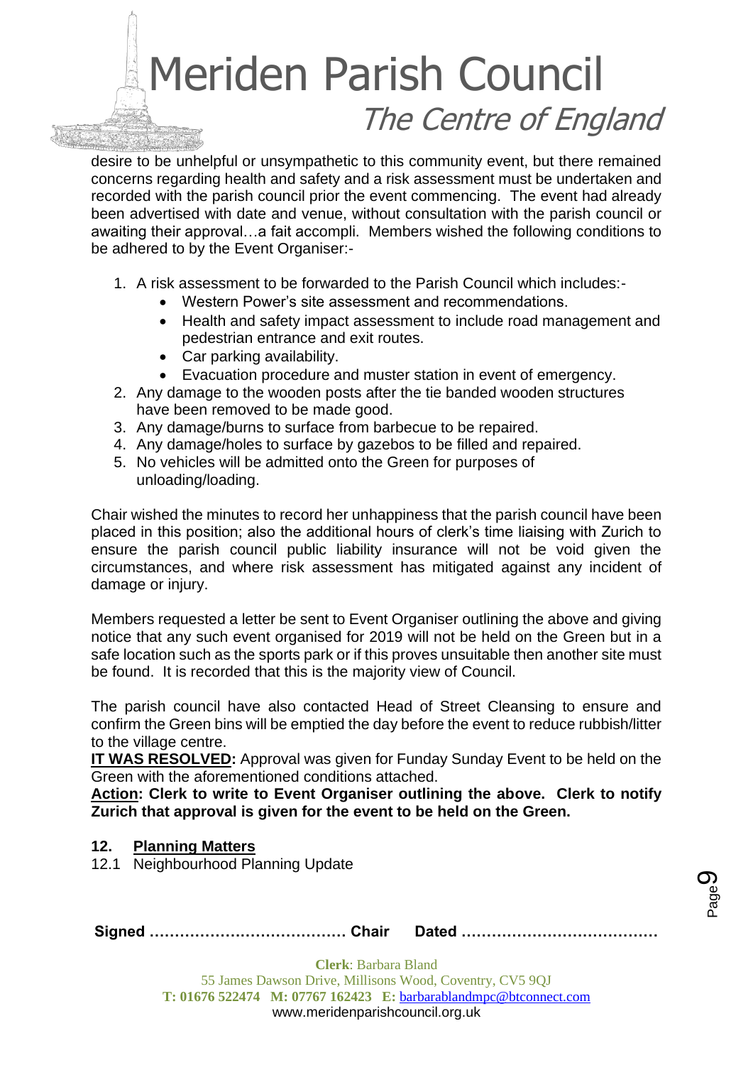desire to be unhelpful or unsympathetic to this community event, but there remained concerns regarding health and safety and a risk assessment must be undertaken and recorded with the parish council prior the event commencing. The event had already been advertised with date and venue, without consultation with the parish council or awaiting their approval…a fait accompli. Members wished the following conditions to be adhered to by the Event Organiser:-

1. A risk assessment to be forwarded to the Parish Council which includes:-
   - Western Power's site assessment and recommendations.
   - Health and safety impact assessment to include road management and pedestrian entrance and exit routes.
   - Car parking availability.
   - Evacuation procedure and muster station in event of emergency.
2. Any damage to the wooden posts after the tie banded wooden structures have been removed to be made good.
3. Any damage/burns to surface from barbecue to be repaired.
4. Any damage/holes to surface by gazebos to be filled and repaired.
5. No vehicles will be admitted onto the Green for purposes of unloading/loading.

Chair wished the minutes to record her unhappiness that the parish council have been placed in this position; also the additional hours of clerk's time liaising with Zurich to ensure the parish council public liability insurance will not be void given the circumstances, and where risk assessment has mitigated against any incident of damage or injury.

Members requested a letter be sent to Event Organiser outlining the above and giving notice that any such event organised for 2019 will not be held on the Green but in a safe location such as the sports park or if this proves unsuitable then another site must be found. It is recorded that this is the majority view of Council.

The parish council have also contacted Head of Street Cleansing to ensure and confirm the Green bins will be emptied the day before the event to reduce rubbish/litter to the village centre.

**IT WAS RESOLVED:** Approval was given for Funday Sunday Event to be held on the Green with the aforementioned conditions attached.

**Action: Clerk to write to Event Organiser outlining the above. Clerk to notify Zurich that approval is given for the event to be held on the Green.**

## 12. Planning Matters

12.1 Neighbourhood Planning Update

**Signed ………………………………… Chair Dated …………………………………**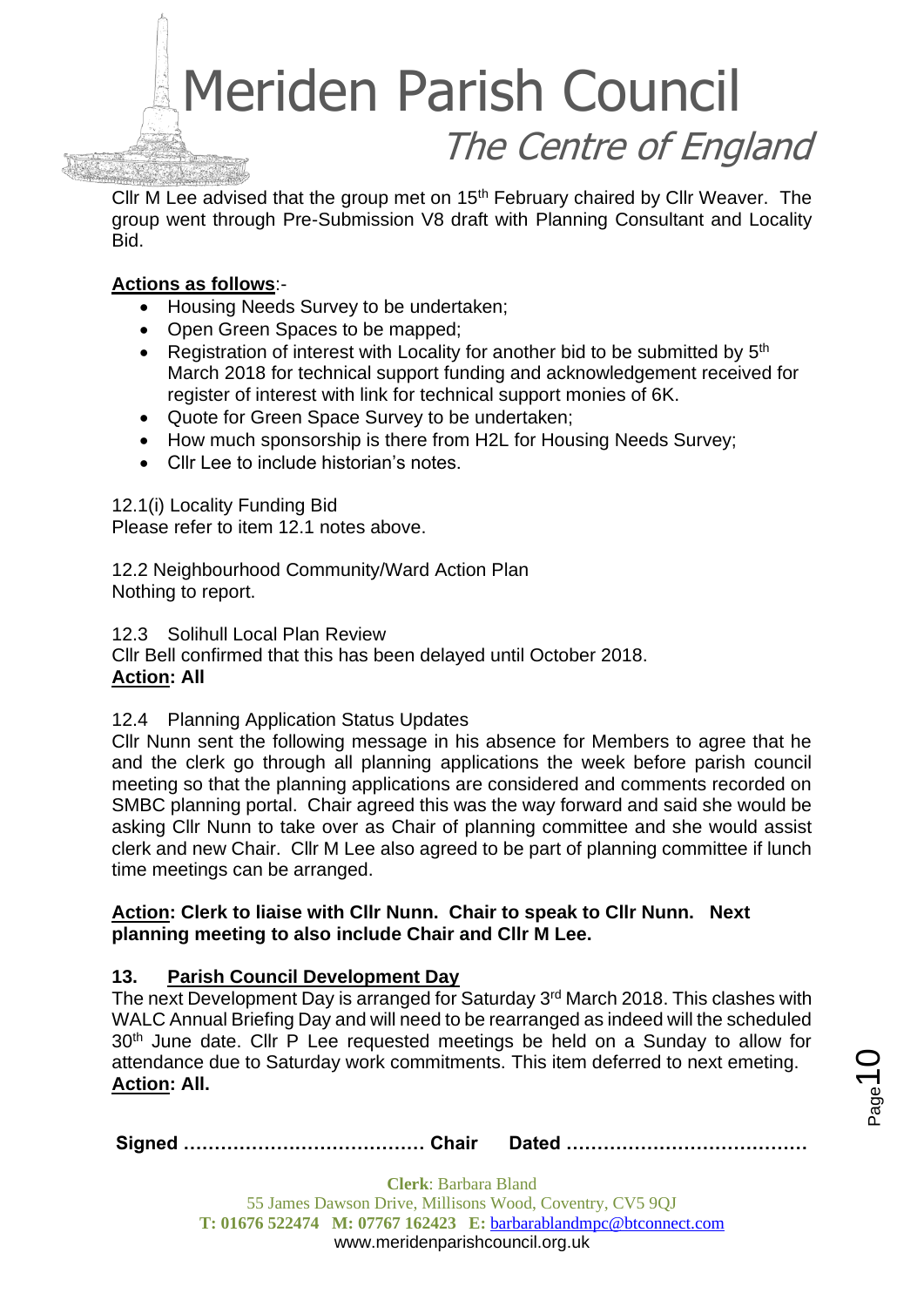Cllr M Lee advised that the group met on 15th February chaired by Cllr Weaver. The group went through Pre-Submission V8 draft with Planning Consultant and Locality Bid.

**Actions as follows**:-

- Housing Needs Survey to be undertaken;
- Open Green Spaces to be mapped;
- Registration of interest with Locality for another bid to be submitted by 5th March 2018 for technical support funding and acknowledgement received for register of interest with link for technical support monies of 6K.
- Quote for Green Space Survey to be undertaken;
- How much sponsorship is there from H2L for Housing Needs Survey;
- Cllr Lee to include historian's notes.

12.1(i) Locality Funding Bid
Please refer to item 12.1 notes above.

12.2 Neighbourhood Community/Ward Action Plan
Nothing to report.

12.3 Solihull Local Plan Review
Cllr Bell confirmed that this has been delayed until October 2018.
**Action: All**

12.4 Planning Application Status Updates
Cllr Nunn sent the following message in his absence for Members to agree that he and the clerk go through all planning applications the week before parish council meeting so that the planning applications are considered and comments recorded on SMBC planning portal. Chair agreed this was the way forward and said she would be asking Cllr Nunn to take over as Chair of planning committee and she would assist clerk and new Chair. Cllr M Lee also agreed to be part of planning committee if lunch time meetings can be arranged.

**Action: Clerk to liaise with Cllr Nunn. Chair to speak to Cllr Nunn. Next planning meeting to also include Chair and Cllr M Lee.**

## 13. Parish Council Development Day

The next Development Day is arranged for Saturday 3rd March 2018. This clashes with WALC Annual Briefing Day and will need to be rearranged as indeed will the scheduled 30th June date. Cllr P Lee requested meetings be held on a Sunday to allow for attendance due to Saturday work commitments. This item deferred to next emeting.
**Action: All.**

**Signed ………………………………… Chair Dated …………………………………**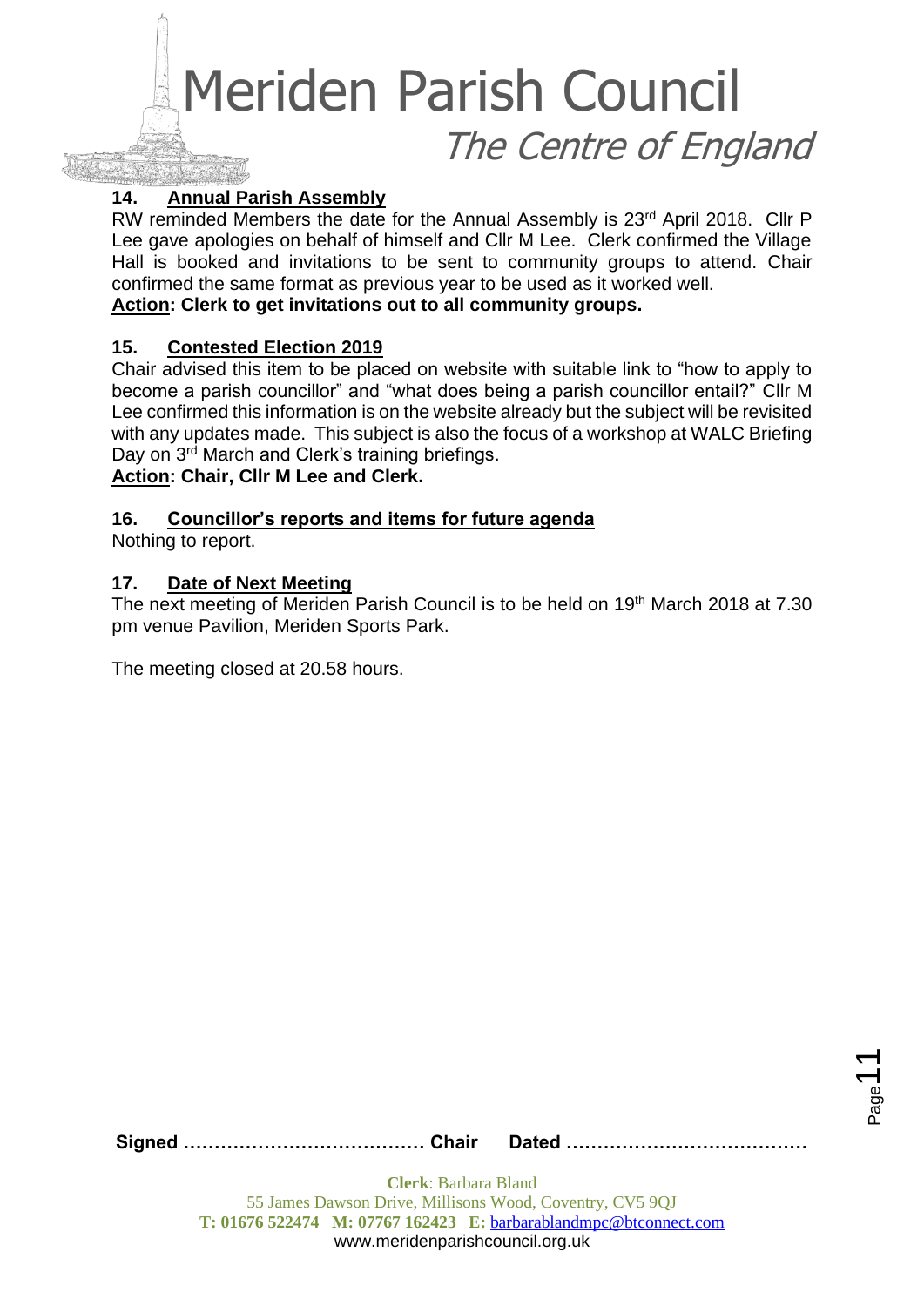## 14. Annual Parish Assembly

RW reminded Members the date for the Annual Assembly is 23rd April 2018. Cllr P Lee gave apologies on behalf of himself and Cllr M Lee. Clerk confirmed the Village Hall is booked and invitations to be sent to community groups to attend. Chair confirmed the same format as previous year to be used as it worked well.

**Action: Clerk to get invitations out to all community groups.**

## 15. Contested Election 2019

Chair advised this item to be placed on website with suitable link to "how to apply to become a parish councillor" and "what does being a parish councillor entail?" Cllr M Lee confirmed this information is on the website already but the subject will be revisited with any updates made. This subject is also the focus of a workshop at WALC Briefing Day on 3rd March and Clerk's training briefings.

**Action: Chair, Cllr M Lee and Clerk.**

## 16. Councillor's reports and items for future agenda

Nothing to report.

## 17. Date of Next Meeting

The next meeting of Meriden Parish Council is to be held on 19th March 2018 at 7.30 pm venue Pavilion, Meriden Sports Park.

The meeting closed at 20.58 hours.

**Signed ………………………………… Chair  Dated …………………………………**